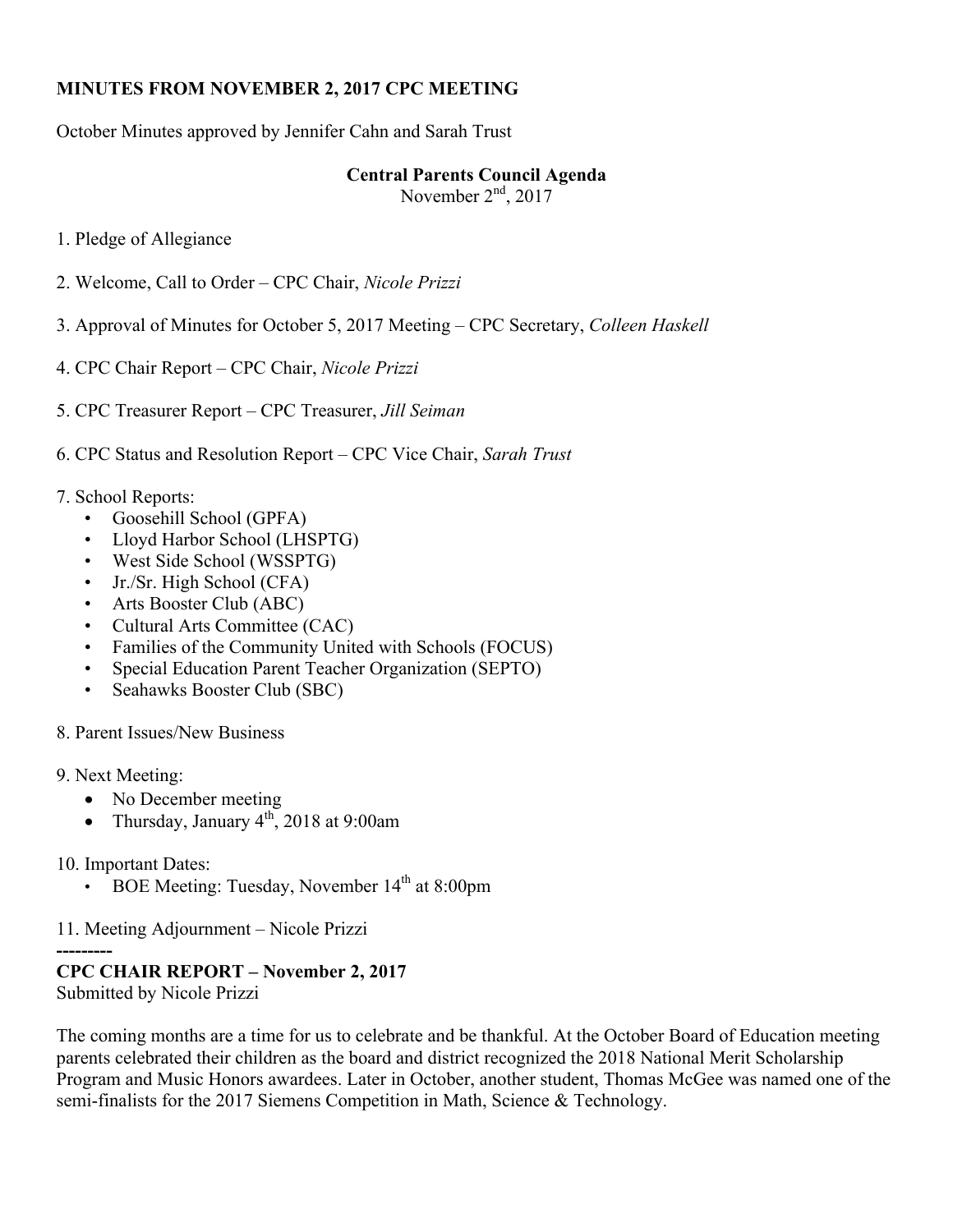**MINUTES FROM NOVEMBER 2, 2017 CPC MEETING**

October Minutes approved by Jennifer Cahn and Sarah Trust

**Central Parents Council Agenda**
November 2nd, 2017

1. Pledge of Allegiance

2. Welcome, Call to Order – CPC Chair, *Nicole Prizzi*

3. Approval of Minutes for October 5, 2017 Meeting – CPC Secretary, *Colleen Haskell*

4. CPC Chair Report – CPC Chair, *Nicole Prizzi*

5. CPC Treasurer Report – CPC Treasurer, *Jill Seiman*

6. CPC Status and Resolution Report – CPC Vice Chair, *Sarah Trust*

7. School Reports:
   - Goosehill School (GPFA)
   - Lloyd Harbor School (LHSPTG)
   - West Side School (WSSPTG)
   - Jr./Sr. High School (CFA)
   - Arts Booster Club (ABC)
   - Cultural Arts Committee (CAC)
   - Families of the Community United with Schools (FOCUS)
   - Special Education Parent Teacher Organization (SEPTO)
   - Seahawks Booster Club (SBC)

8. Parent Issues/New Business

9. Next Meeting:
   - No December meeting
   - Thursday, January 4th, 2018 at 9:00am

10. Important Dates:
    - BOE Meeting: Tuesday, November 14th at 8:00pm

11. Meeting Adjournment – Nicole Prizzi

---------

**CPC CHAIR REPORT – November 2, 2017**
Submitted by Nicole Prizzi

The coming months are a time for us to celebrate and be thankful. At the October Board of Education meeting parents celebrated their children as the board and district recognized the 2018 National Merit Scholarship Program and Music Honors awardees. Later in October, another student, Thomas McGee was named one of the semi-finalists for the 2017 Siemens Competition in Math, Science & Technology.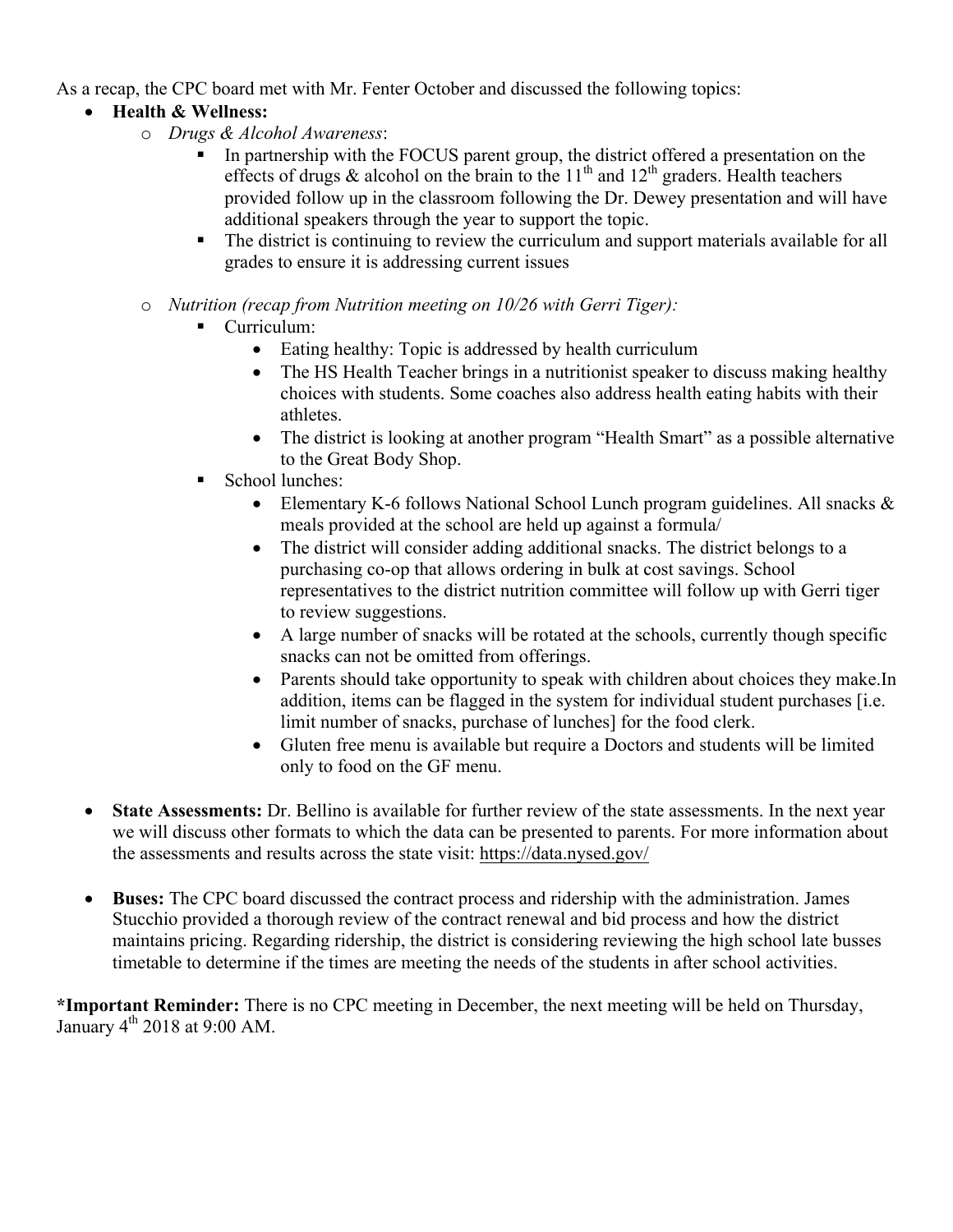As a recap, the CPC board met with Mr. Fenter October and discussed the following topics:

- **Health & Wellness:**
  - *Drugs & Alcohol Awareness*:
    - In partnership with the FOCUS parent group, the district offered a presentation on the effects of drugs & alcohol on the brain to the 11th and 12th graders. Health teachers provided follow up in the classroom following the Dr. Dewey presentation and will have additional speakers through the year to support the topic.
    - The district is continuing to review the curriculum and support materials available for all grades to ensure it is addressing current issues
  - *Nutrition (recap from Nutrition meeting on 10/26 with Gerri Tiger):*
    - Curriculum:
      - Eating healthy: Topic is addressed by health curriculum
      - The HS Health Teacher brings in a nutritionist speaker to discuss making healthy choices with students. Some coaches also address health eating habits with their athletes.
      - The district is looking at another program "Health Smart" as a possible alternative to the Great Body Shop.
    - School lunches:
      - Elementary K-6 follows National School Lunch program guidelines. All snacks & meals provided at the school are held up against a formula/
      - The district will consider adding additional snacks. The district belongs to a purchasing co-op that allows ordering in bulk at cost savings. School representatives to the district nutrition committee will follow up with Gerri tiger to review suggestions.
      - A large number of snacks will be rotated at the schools, currently though specific snacks can not be omitted from offerings.
      - Parents should take opportunity to speak with children about choices they make.In addition, items can be flagged in the system for individual student purchases [i.e. limit number of snacks, purchase of lunches] for the food clerk.
      - Gluten free menu is available but require a Doctors and students will be limited only to food on the GF menu.

- **State Assessments:** Dr. Bellino is available for further review of the state assessments. In the next year we will discuss other formats to which the data can be presented to parents. For more information about the assessments and results across the state visit: https://data.nysed.gov/

- **Buses:** The CPC board discussed the contract process and ridership with the administration. James Stucchio provided a thorough review of the contract renewal and bid process and how the district maintains pricing. Regarding ridership, the district is considering reviewing the high school late busses timetable to determine if the times are meeting the needs of the students in after school activities.

***Important Reminder:** There is no CPC meeting in December, the next meeting will be held on Thursday, January 4th 2018 at 9:00 AM.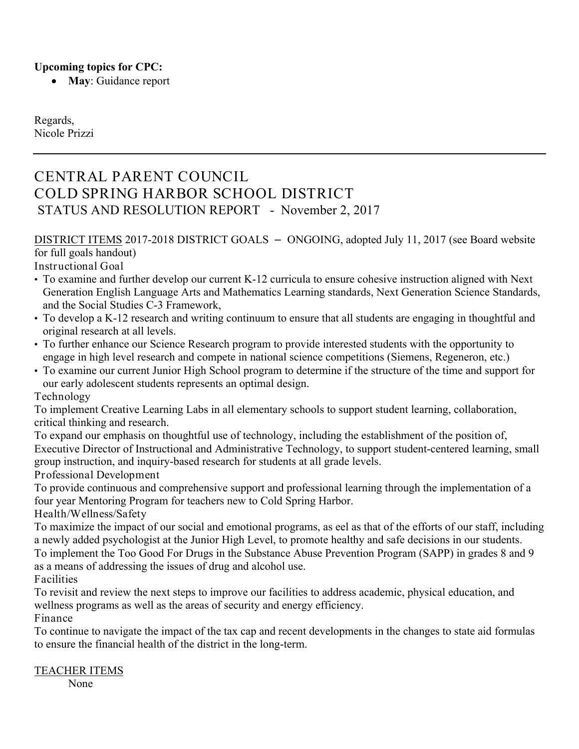**Upcoming topics for CPC:**

- **May**: Guidance report

Regards,
Nicole Prizzi

---

# CENTRAL PARENT COUNCIL
# COLD SPRING HARBOR SCHOOL DISTRICT
## STATUS AND RESOLUTION REPORT - November 2, 2017

DISTRICT ITEMS 2017-2018 DISTRICT GOALS – ONGOING, adopted July 11, 2017 (see Board website for full goals handout)

Instructional Goal

- To examine and further develop our current K-12 curricula to ensure cohesive instruction aligned with Next Generation English Language Arts and Mathematics Learning standards, Next Generation Science Standards, and the Social Studies C-3 Framework,
- To develop a K-12 research and writing continuum to ensure that all students are engaging in thoughtful and original research at all levels.
- To further enhance our Science Research program to provide interested students with the opportunity to engage in high level research and compete in national science competitions (Siemens, Regeneron, etc.)
- To examine our current Junior High School program to determine if the structure of the time and support for our early adolescent students represents an optimal design.

Technology

To implement Creative Learning Labs in all elementary schools to support student learning, collaboration, critical thinking and research.

To expand our emphasis on thoughtful use of technology, including the establishment of the position of, Executive Director of Instructional and Administrative Technology, to support student-centered learning, small group instruction, and inquiry-based research for students at all grade levels.

Professional Development

To provide continuous and comprehensive support and professional learning through the implementation of a four year Mentoring Program for teachers new to Cold Spring Harbor.

Health/Wellness/Safety

To maximize the impact of our social and emotional programs, as eel as that of the efforts of our staff, including a newly added psychologist at the Junior High Level, to promote healthy and safe decisions in our students.

To implement the Too Good For Drugs in the Substance Abuse Prevention Program (SAPP) in grades 8 and 9 as a means of addressing the issues of drug and alcohol use.

Facilities

To revisit and review the next steps to improve our facilities to address academic, physical education, and wellness programs as well as the areas of security and energy efficiency.

Finance

To continue to navigate the impact of the tax cap and recent developments in the changes to state aid formulas to ensure the financial health of the district in the long-term.

TEACHER ITEMS

None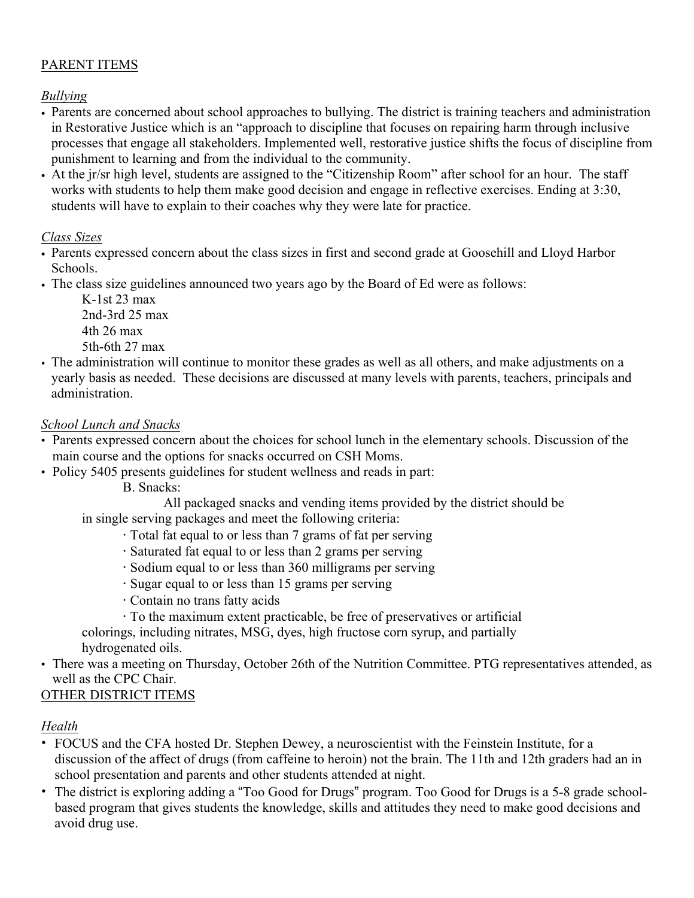PARENT ITEMS

*Bullying*

- Parents are concerned about school approaches to bullying. The district is training teachers and administration in Restorative Justice which is an "approach to discipline that focuses on repairing harm through inclusive processes that engage all stakeholders. Implemented well, restorative justice shifts the focus of discipline from punishment to learning and from the individual to the community.
- At the jr/sr high level, students are assigned to the "Citizenship Room" after school for an hour. The staff works with students to help them make good decision and engage in reflective exercises. Ending at 3:30, students will have to explain to their coaches why they were late for practice.

*Class Sizes*

- Parents expressed concern about the class sizes in first and second grade at Goosehill and Lloyd Harbor Schools.
- The class size guidelines announced two years ago by the Board of Ed were as follows:
  - K-1st 23 max
  - 2nd-3rd 25 max
  - 4th 26 max
  - 5th-6th 27 max
- The administration will continue to monitor these grades as well as all others, and make adjustments on a yearly basis as needed. These decisions are discussed at many levels with parents, teachers, principals and administration.

*School Lunch and Snacks*

- Parents expressed concern about the choices for school lunch in the elementary schools. Discussion of the main course and the options for snacks occurred on CSH Moms.
- Policy 5405 presents guidelines for student wellness and reads in part:

  B. Snacks:

  All packaged snacks and vending items provided by the district should be in single serving packages and meet the following criteria:

  · Total fat equal to or less than 7 grams of fat per serving
  · Saturated fat equal to or less than 2 grams per serving
  · Sodium equal to or less than 360 milligrams per serving
  · Sugar equal to or less than 15 grams per serving
  · Contain no trans fatty acids
  · To the maximum extent practicable, be free of preservatives or artificial colorings, including nitrates, MSG, dyes, high fructose corn syrup, and partially hydrogenated oils.
- There was a meeting on Thursday, October 26th of the Nutrition Committee. PTG representatives attended, as well as the CPC Chair.

OTHER DISTRICT ITEMS

*Health*

- FOCUS and the CFA hosted Dr. Stephen Dewey, a neuroscientist with the Feinstein Institute, for a discussion of the affect of drugs (from caffeine to heroin) not the brain. The 11th and 12th graders had an in school presentation and parents and other students attended at night.
- The district is exploring adding a "Too Good for Drugs" program. Too Good for Drugs is a 5-8 grade school-based program that gives students the knowledge, skills and attitudes they need to make good decisions and avoid drug use.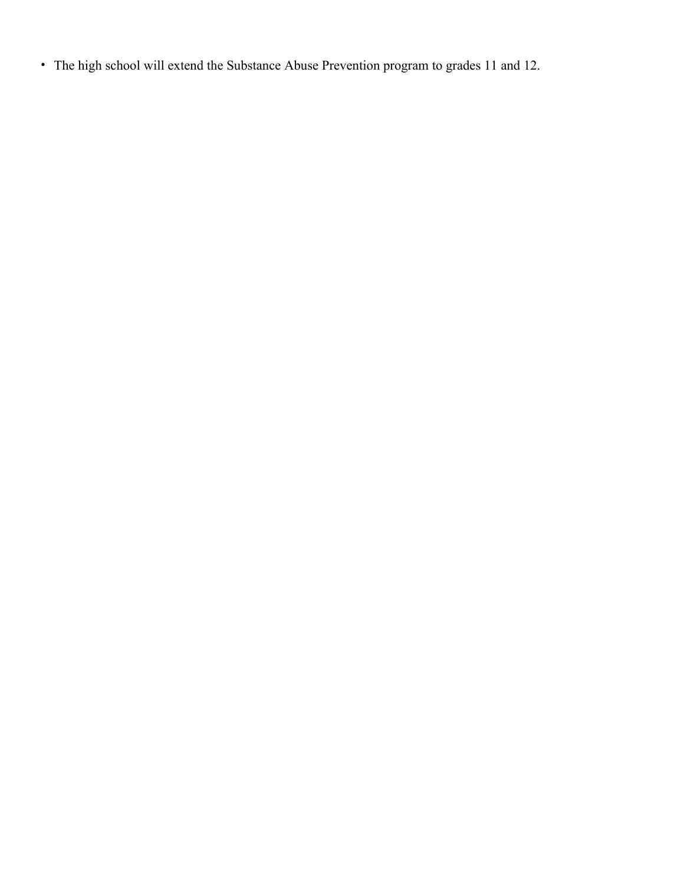- The high school will extend the Substance Abuse Prevention program to grades 11 and 12.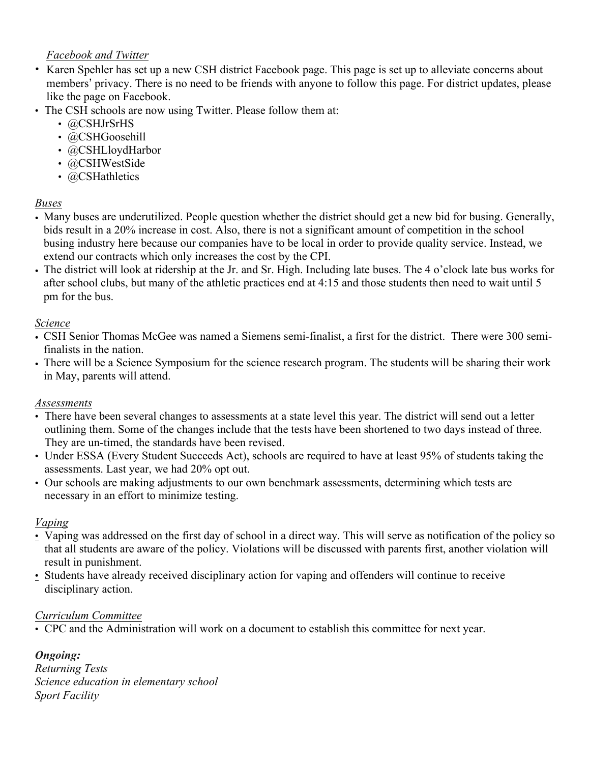*Facebook and Twitter*

- Karen Spehler has set up a new CSH district Facebook page. This page is set up to alleviate concerns about members' privacy. There is no need to be friends with anyone to follow this page. For district updates, please like the page on Facebook.
- The CSH schools are now using Twitter. Please follow them at:
  - @CSHJrSrHS
  - @CSHGoosehill
  - @CSHLloydHarbor
  - @CSHWestSide
  - @CSHathletics

*Buses*

- Many buses are underutilized. People question whether the district should get a new bid for busing. Generally, bids result in a 20% increase in cost. Also, there is not a significant amount of competition in the school busing industry here because our companies have to be local in order to provide quality service. Instead, we extend our contracts which only increases the cost by the CPI.
- The district will look at ridership at the Jr. and Sr. High. Including late buses. The 4 o'clock late bus works for after school clubs, but many of the athletic practices end at 4:15 and those students then need to wait until 5 pm for the bus.

*Science*

- CSH Senior Thomas McGee was named a Siemens semi-finalist, a first for the district. There were 300 semi-finalists in the nation.
- There will be a Science Symposium for the science research program. The students will be sharing their work in May, parents will attend.

*Assessments*

- There have been several changes to assessments at a state level this year. The district will send out a letter outlining them. Some of the changes include that the tests have been shortened to two days instead of three. They are un-timed, the standards have been revised.
- Under ESSA (Every Student Succeeds Act), schools are required to have at least 95% of students taking the assessments. Last year, we had 20% opt out.
- Our schools are making adjustments to our own benchmark assessments, determining which tests are necessary in an effort to minimize testing.

*Vaping*

- Vaping was addressed on the first day of school in a direct way. This will serve as notification of the policy so that all students are aware of the policy. Violations will be discussed with parents first, another violation will result in punishment.
- Students have already received disciplinary action for vaping and offenders will continue to receive disciplinary action.

*Curriculum Committee*

- CPC and the Administration will work on a document to establish this committee for next year.

***Ongoing:***

*Returning Tests*
*Science education in elementary school*
*Sport Facility*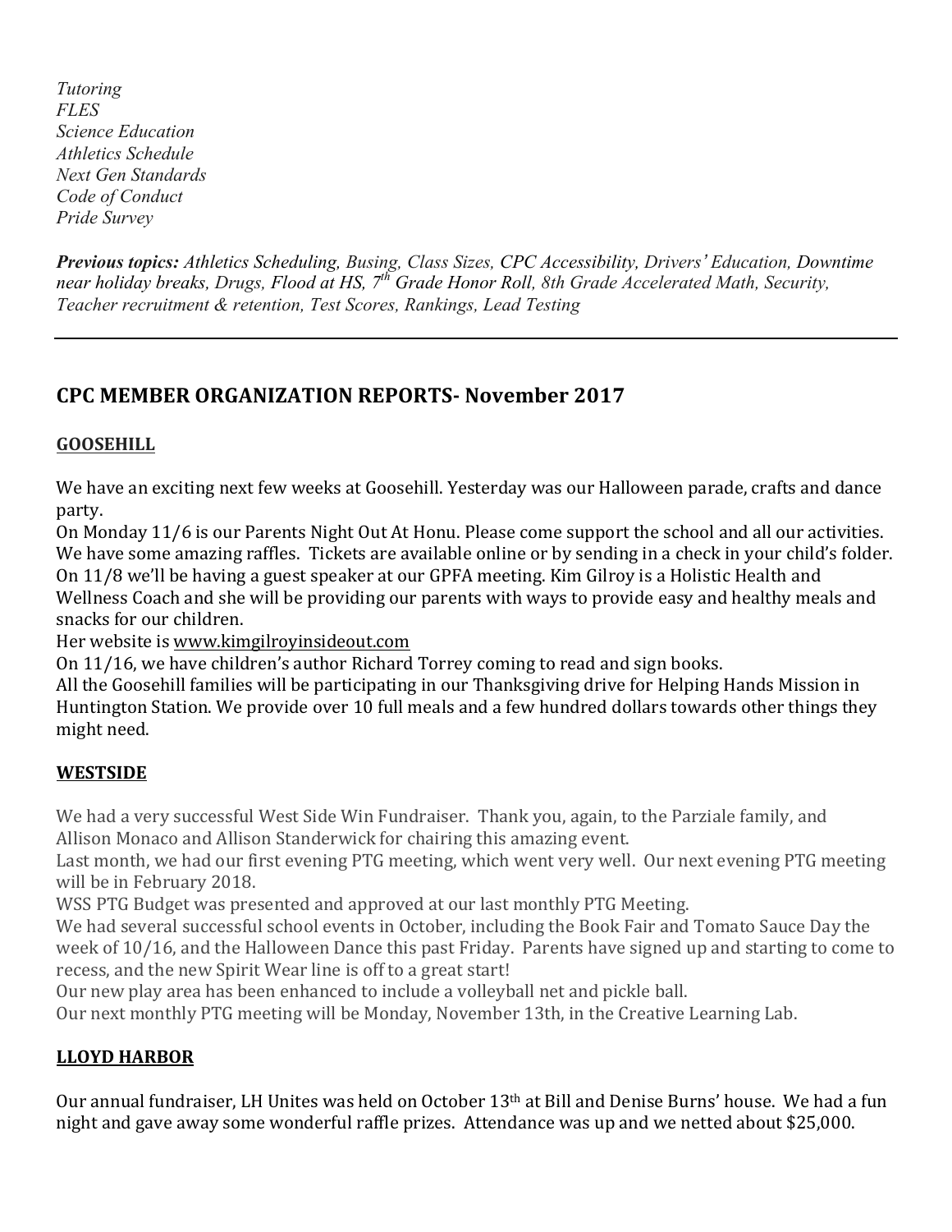*Tutoring*
*FLES*
*Science Education*
*Athletics Schedule*
*Next Gen Standards*
*Code of Conduct*
*Pride Survey*

***Previous topics:*** *Athletics Scheduling, Busing, Class Sizes, CPC Accessibility, Drivers' Education, Downtime near holiday breaks, Drugs, Flood at HS, 7th Grade Honor Roll, 8th Grade Accelerated Math, Security, Teacher recruitment & retention, Test Scores, Rankings, Lead Testing*

---

## CPC MEMBER ORGANIZATION REPORTS- November 2017

### GOOSEHILL

We have an exciting next few weeks at Goosehill. Yesterday was our Halloween parade, crafts and dance party.
On Monday 11/6 is our Parents Night Out At Honu. Please come support the school and all our activities. We have some amazing raffles. Tickets are available online or by sending in a check in your child's folder.
On 11/8 we'll be having a guest speaker at our GPFA meeting. Kim Gilroy is a Holistic Health and Wellness Coach and she will be providing our parents with ways to provide easy and healthy meals and snacks for our children.
Her website is www.kimgilroyinsideout.com
On 11/16, we have children's author Richard Torrey coming to read and sign books.
All the Goosehill families will be participating in our Thanksgiving drive for Helping Hands Mission in Huntington Station. We provide over 10 full meals and a few hundred dollars towards other things they might need.

### WESTSIDE

We had a very successful West Side Win Fundraiser. Thank you, again, to the Parziale family, and Allison Monaco and Allison Standerwick for chairing this amazing event.
Last month, we had our first evening PTG meeting, which went very well. Our next evening PTG meeting will be in February 2018.
WSS PTG Budget was presented and approved at our last monthly PTG Meeting.
We had several successful school events in October, including the Book Fair and Tomato Sauce Day the week of 10/16, and the Halloween Dance this past Friday. Parents have signed up and starting to come to recess, and the new Spirit Wear line is off to a great start!
Our new play area has been enhanced to include a volleyball net and pickle ball.
Our next monthly PTG meeting will be Monday, November 13th, in the Creative Learning Lab.

### LLOYD HARBOR

Our annual fundraiser, LH Unites was held on October 13th at Bill and Denise Burns' house. We had a fun night and gave away some wonderful raffle prizes. Attendance was up and we netted about $25,000.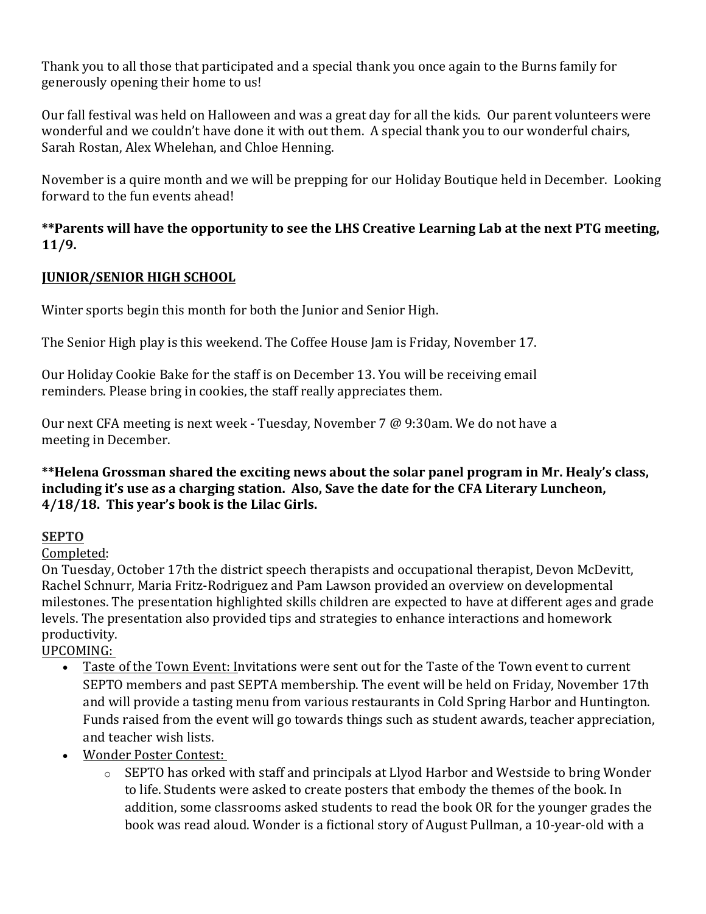Thank you to all those that participated and a special thank you once again to the Burns family for generously opening their home to us!

Our fall festival was held on Halloween and was a great day for all the kids. Our parent volunteers were wonderful and we couldn't have done it with out them. A special thank you to our wonderful chairs, Sarah Rostan, Alex Whelehan, and Chloe Henning.

November is a quire month and we will be prepping for our Holiday Boutique held in December. Looking forward to the fun events ahead!

**\*\*Parents will have the opportunity to see the LHS Creative Learning Lab at the next PTG meeting, 11/9.**

## JUNIOR/SENIOR HIGH SCHOOL

Winter sports begin this month for both the Junior and Senior High.

The Senior High play is this weekend. The Coffee House Jam is Friday, November 17.

Our Holiday Cookie Bake for the staff is on December 13. You will be receiving email reminders. Please bring in cookies, the staff really appreciates them.

Our next CFA meeting is next week - Tuesday, November 7 @ 9:30am. We do not have a meeting in December.

**\*\*Helena Grossman shared the exciting news about the solar panel program in Mr. Healy's class, including it's use as a charging station. Also, Save the date for the CFA Literary Luncheon, 4/18/18. This year's book is the Lilac Girls.**

## SEPTO

Completed:

On Tuesday, October 17th the district speech therapists and occupational therapist, Devon McDevitt, Rachel Schnurr, Maria Fritz-Rodriguez and Pam Lawson provided an overview on developmental milestones. The presentation highlighted skills children are expected to have at different ages and grade levels. The presentation also provided tips and strategies to enhance interactions and homework productivity.

UPCOMING:

- Taste of the Town Event: Invitations were sent out for the Taste of the Town event to current SEPTO members and past SEPTA membership. The event will be held on Friday, November 17th and will provide a tasting menu from various restaurants in Cold Spring Harbor and Huntington. Funds raised from the event will go towards things such as student awards, teacher appreciation, and teacher wish lists.
- Wonder Poster Contest:
  - SEPTO has orked with staff and principals at Llyod Harbor and Westside to bring Wonder to life. Students were asked to create posters that embody the themes of the book. In addition, some classrooms asked students to read the book OR for the younger grades the book was read aloud. Wonder is a fictional story of August Pullman, a 10-year-old with a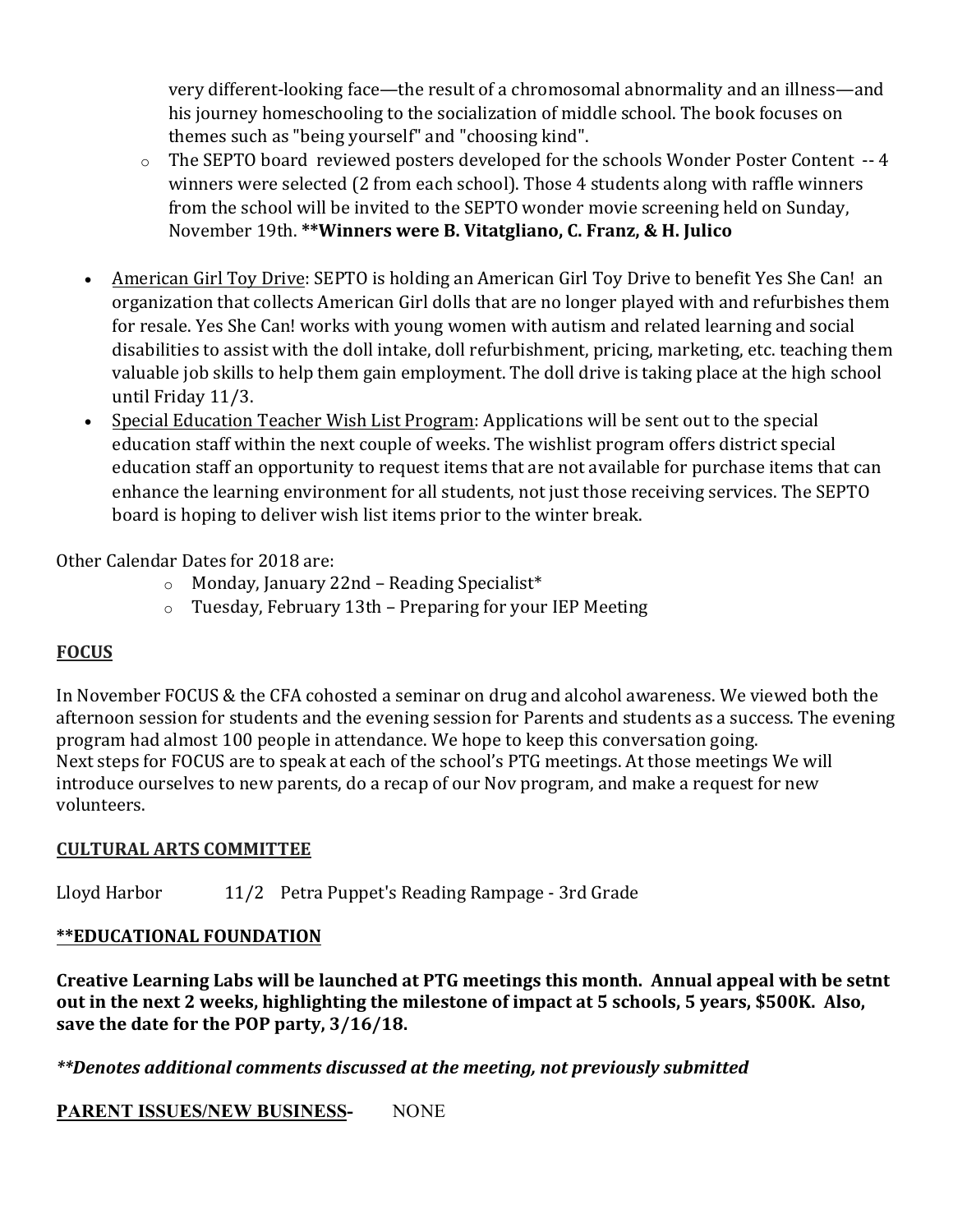very different-looking face—the result of a chromosomal abnormality and an illness—and his journey homeschooling to the socialization of middle school. The book focuses on themes such as "being yourself" and "choosing kind".

- The SEPTO board reviewed posters developed for the schools Wonder Poster Content -- 4 winners were selected (2 from each school). Those 4 students along with raffle winners from the school will be invited to the SEPTO wonder movie screening held on Sunday, November 19th. **\*\*Winners were B. Vitatgliano, C. Franz, & H. Julico**

- <u>American Girl Toy Drive</u>: SEPTO is holding an American Girl Toy Drive to benefit Yes She Can! an organization that collects American Girl dolls that are no longer played with and refurbishes them for resale. Yes She Can! works with young women with autism and related learning and social disabilities to assist with the doll intake, doll refurbishment, pricing, marketing, etc. teaching them valuable job skills to help them gain employment. The doll drive is taking place at the high school until Friday 11/3.
- <u>Special Education Teacher Wish List Program</u>: Applications will be sent out to the special education staff within the next couple of weeks. The wishlist program offers district special education staff an opportunity to request items that are not available for purchase items that can enhance the learning environment for all students, not just those receiving services. The SEPTO board is hoping to deliver wish list items prior to the winter break.

Other Calendar Dates for 2018 are:

- Monday, January 22nd – Reading Specialist*
- Tuesday, February 13th – Preparing for your IEP Meeting

## FOCUS

In November FOCUS & the CFA cohosted a seminar on drug and alcohol awareness. We viewed both the afternoon session for students and the evening session for Parents and students as a success. The evening program had almost 100 people in attendance. We hope to keep this conversation going.
Next steps for FOCUS are to speak at each of the school's PTG meetings. At those meetings We will introduce ourselves to new parents, do a recap of our Nov program, and make a request for new volunteers.

## CULTURAL ARTS COMMITTEE

Lloyd Harbor 11/2 Petra Puppet's Reading Rampage - 3rd Grade

## **EDUCATIONAL FOUNDATION

**Creative Learning Labs will be launched at PTG meetings this month. Annual appeal with be setnt out in the next 2 weeks, highlighting the milestone of impact at 5 schools, 5 years, $500K. Also, save the date for the POP party, 3/16/18.**

***\*\*Denotes additional comments discussed at the meeting, not previously submitted***

**PARENT ISSUES/NEW BUSINESS-** NONE